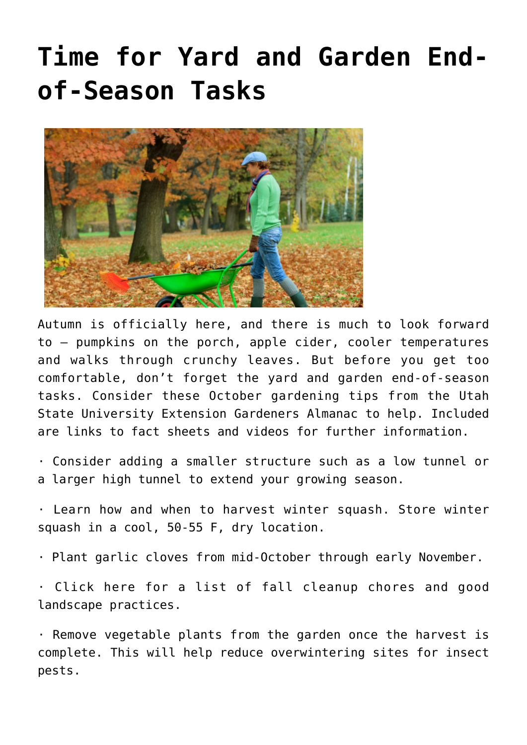# Time for Yard and Garden End-of-Season Tasks

Autumn is officially here, and there is much to look forward to – pumpkins on the porch, apple cider, cooler temperatures and walks through crunchy leaves. But before you get too comfortable, don't forget the yard and garden end-of-season tasks. Consider these October gardening tips from the Utah State University Extension Gardeners Almanac to help. Included are links to fact sheets and videos for further information.

· Consider adding a smaller structure such as a low tunnel or a larger high tunnel to extend your growing season.

· Learn how and when to harvest winter squash. Store winter squash in a cool, 50-55 F, dry location.

· Plant garlic cloves from mid-October through early November.

· Click here for a list of fall cleanup chores and good landscape practices.

· Remove vegetable plants from the garden once the harvest is complete. This will help reduce overwintering sites for insect pests.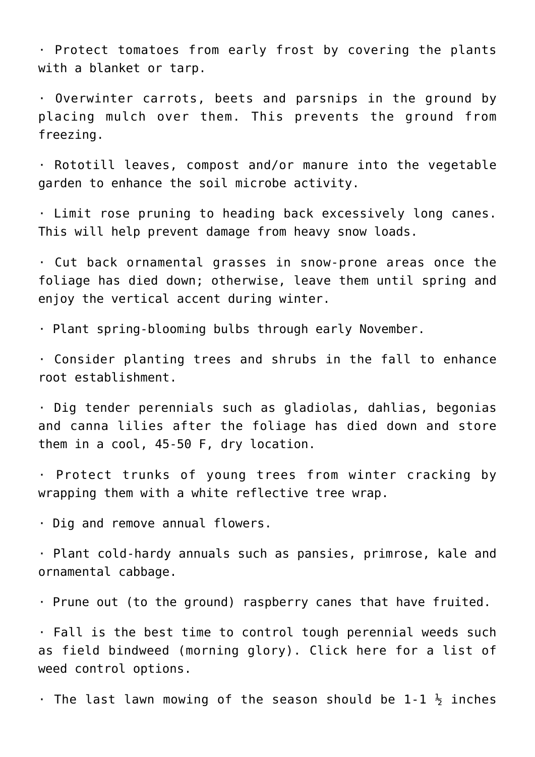· Protect tomatoes from early frost by covering the plants with a blanket or tarp.

· Overwinter carrots, beets and parsnips in the ground by placing mulch over them. This prevents the ground from freezing.

· Rototill leaves, compost and/or manure into the vegetable garden to enhance the soil microbe activity.

· Limit rose pruning to heading back excessively long canes. This will help prevent damage from heavy snow loads.

· Cut back ornamental grasses in snow-prone areas once the foliage has died down; otherwise, leave them until spring and enjoy the vertical accent during winter.

· Plant spring-blooming bulbs through early November.

· Consider planting trees and shrubs in the fall to enhance root establishment.

· Dig tender perennials such as gladiolas, dahlias, begonias and canna lilies after the foliage has died down and store them in a cool, 45-50 F, dry location.

· Protect trunks of young trees from winter cracking by wrapping them with a white reflective tree wrap.

· Dig and remove annual flowers.

· Plant cold-hardy annuals such as pansies, primrose, kale and ornamental cabbage.

· Prune out (to the ground) raspberry canes that have fruited.

· Fall is the best time to control tough perennial weeds such as field bindweed (morning glory). Click here for a list of weed control options.

· The last lawn mowing of the season should be 1-1 ½ inches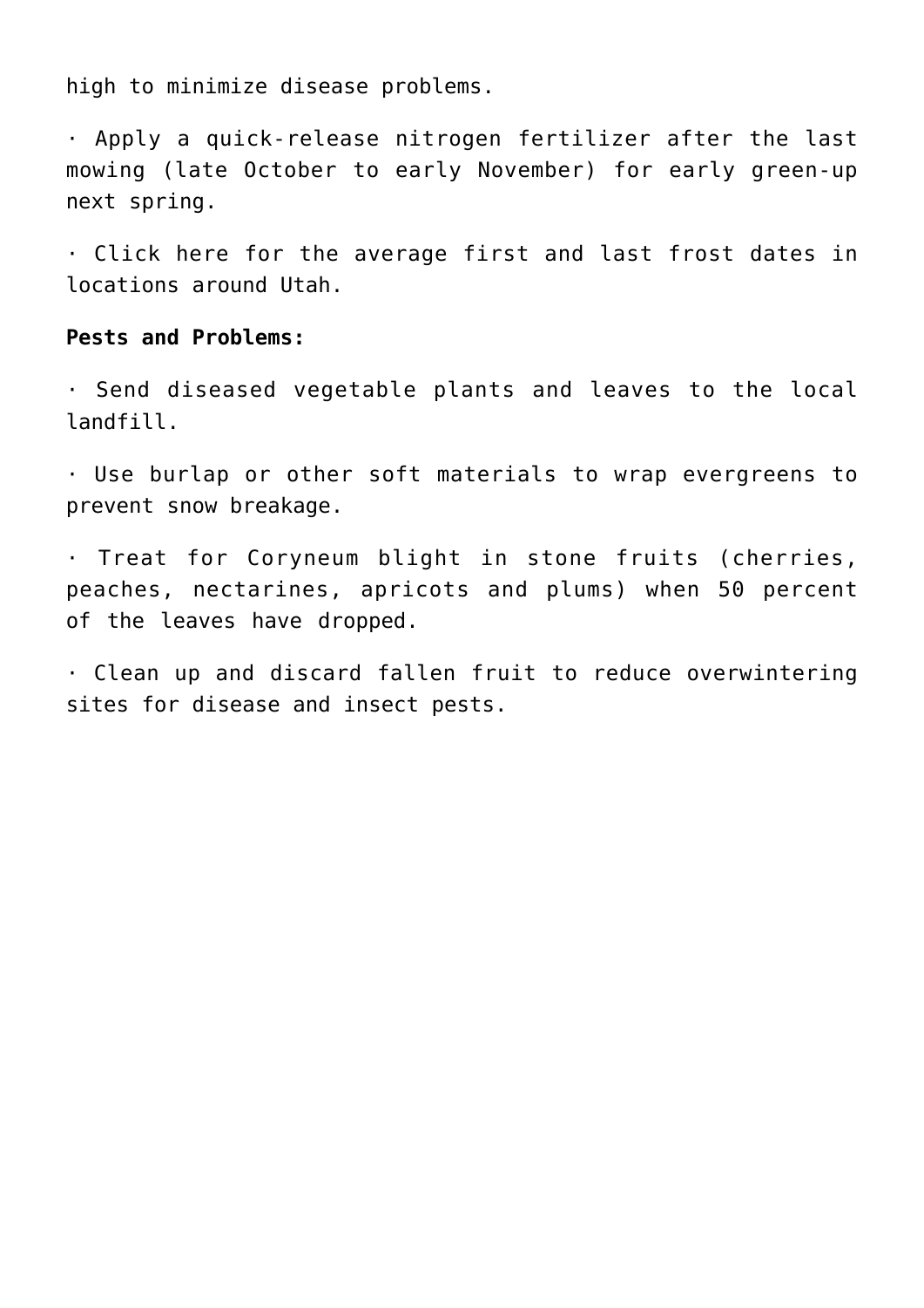high to minimize disease problems.

· Apply a quick-release nitrogen fertilizer after the last mowing (late October to early November) for early green-up next spring.

· Click here for the average first and last frost dates in locations around Utah.

**Pests and Problems:**

· Send diseased vegetable plants and leaves to the local landfill.

· Use burlap or other soft materials to wrap evergreens to prevent snow breakage.

· Treat for Coryneum blight in stone fruits (cherries, peaches, nectarines, apricots and plums) when 50 percent of the leaves have dropped.

· Clean up and discard fallen fruit to reduce overwintering sites for disease and insect pests.